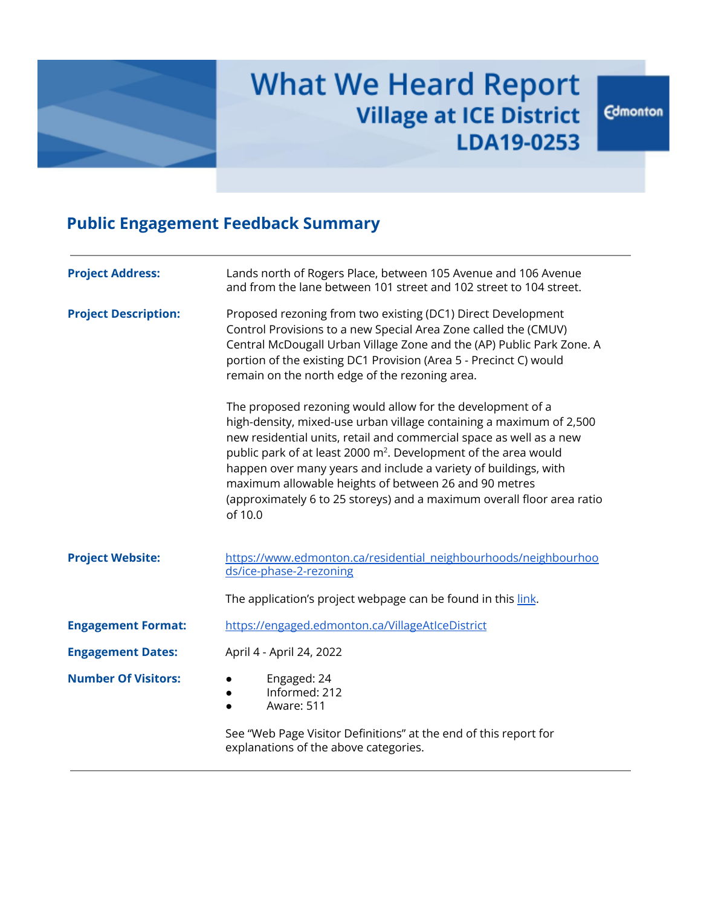# What We Heard Report
## Village at ICE District
## LDA19-0253

Edmonton

## Public Engagement Feedback Summary

**Project Address:** Lands north of Rogers Place, between 105 Avenue and 106 Avenue and from the lane between 101 street and 102 street to 104 street.

**Project Description:** Proposed rezoning from two existing (DC1) Direct Development Control Provisions to a new Special Area Zone called the (CMUV) Central McDougall Urban Village Zone and the (AP) Public Park Zone. A portion of the existing DC1 Provision (Area 5 - Precinct C) would remain on the north edge of the rezoning area.

The proposed rezoning would allow for the development of a high-density, mixed-use urban village containing a maximum of 2,500 new residential units, retail and commercial space as well as a new public park of at least 2000 m². Development of the area would happen over many years and include a variety of buildings, with maximum allowable heights of between 26 and 90 metres (approximately 6 to 25 storeys) and a maximum overall floor area ratio of 10.0

**Project Website:** https://www.edmonton.ca/residential_neighbourhoods/neighbourhoods/ice-phase-2-rezoning

The application's project webpage can be found in this link.

**Engagement Format:** https://engaged.edmonton.ca/VillageAtIceDistrict

**Engagement Dates:** April 4 - April 24, 2022

**Number Of Visitors:**

- Engaged: 24
- Informed: 212
- Aware: 511

See "Web Page Visitor Definitions" at the end of this report for explanations of the above categories.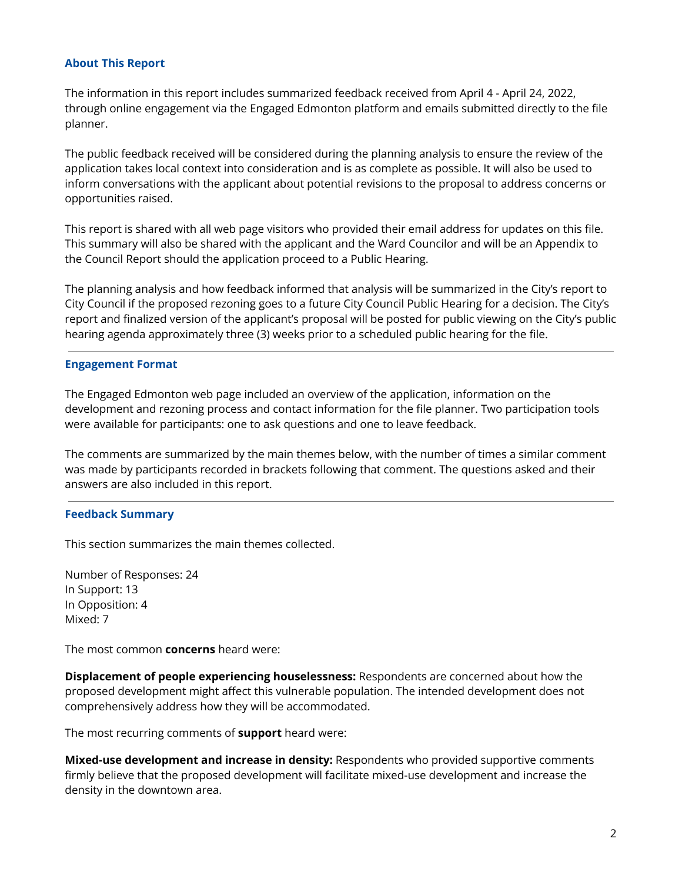## About This Report

The information in this report includes summarized feedback received from April 4 - April 24, 2022, through online engagement via the Engaged Edmonton platform and emails submitted directly to the file planner.

The public feedback received will be considered during the planning analysis to ensure the review of the application takes local context into consideration and is as complete as possible. It will also be used to inform conversations with the applicant about potential revisions to the proposal to address concerns or opportunities raised.

This report is shared with all web page visitors who provided their email address for updates on this file. This summary will also be shared with the applicant and the Ward Councilor and will be an Appendix to the Council Report should the application proceed to a Public Hearing.

The planning analysis and how feedback informed that analysis will be summarized in the City's report to City Council if the proposed rezoning goes to a future City Council Public Hearing for a decision. The City's report and finalized version of the applicant's proposal will be posted for public viewing on the City's public hearing agenda approximately three (3) weeks prior to a scheduled public hearing for the file.

---

## Engagement Format

The Engaged Edmonton web page included an overview of the application, information on the development and rezoning process and contact information for the file planner. Two participation tools were available for participants: one to ask questions and one to leave feedback.

The comments are summarized by the main themes below, with the number of times a similar comment was made by participants recorded in brackets following that comment. The questions asked and their answers are also included in this report.

---

## Feedback Summary

This section summarizes the main themes collected.

Number of Responses: 24
In Support: 13
In Opposition: 4
Mixed: 7

The most common **concerns** heard were:

**Displacement of people experiencing houselessness:** Respondents are concerned about how the proposed development might affect this vulnerable population. The intended development does not comprehensively address how they will be accommodated.

The most recurring comments of **support** heard were:

**Mixed-use development and increase in density:** Respondents who provided supportive comments firmly believe that the proposed development will facilitate mixed-use development and increase the density in the downtown area.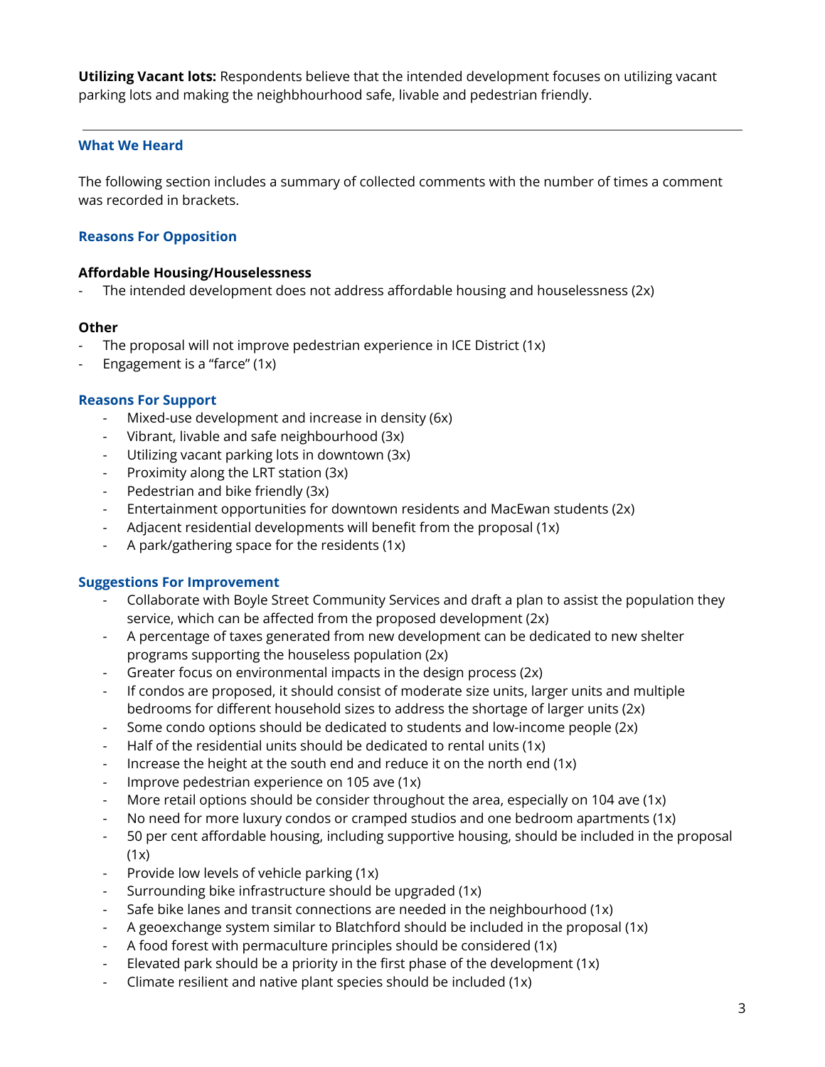**Utilizing Vacant lots:** Respondents believe that the intended development focuses on utilizing vacant parking lots and making the neighbhourhood safe, livable and pedestrian friendly.

---

### What We Heard

The following section includes a summary of collected comments with the number of times a comment was recorded in brackets.

### Reasons For Opposition

**Affordable Housing/Houselessness**

- The intended development does not address affordable housing and houselessness (2x)

**Other**

- The proposal will not improve pedestrian experience in ICE District (1x)
- Engagement is a "farce" (1x)

### Reasons For Support

- Mixed-use development and increase in density (6x)
- Vibrant, livable and safe neighbourhood (3x)
- Utilizing vacant parking lots in downtown (3x)
- Proximity along the LRT station (3x)
- Pedestrian and bike friendly (3x)
- Entertainment opportunities for downtown residents and MacEwan students (2x)
- Adjacent residential developments will benefit from the proposal (1x)
- A park/gathering space for the residents (1x)

### Suggestions For Improvement

- Collaborate with Boyle Street Community Services and draft a plan to assist the population they service, which can be affected from the proposed development (2x)
- A percentage of taxes generated from new development can be dedicated to new shelter programs supporting the houseless population (2x)
- Greater focus on environmental impacts in the design process (2x)
- If condos are proposed, it should consist of moderate size units, larger units and multiple bedrooms for different household sizes to address the shortage of larger units (2x)
- Some condo options should be dedicated to students and low-income people (2x)
- Half of the residential units should be dedicated to rental units (1x)
- Increase the height at the south end and reduce it on the north end (1x)
- Improve pedestrian experience on 105 ave (1x)
- More retail options should be consider throughout the area, especially on 104 ave (1x)
- No need for more luxury condos or cramped studios and one bedroom apartments (1x)
- 50 per cent affordable housing, including supportive housing, should be included in the proposal (1x)
- Provide low levels of vehicle parking (1x)
- Surrounding bike infrastructure should be upgraded (1x)
- Safe bike lanes and transit connections are needed in the neighbourhood (1x)
- A geoexchange system similar to Blatchford should be included in the proposal (1x)
- A food forest with permaculture principles should be considered (1x)
- Elevated park should be a priority in the first phase of the development (1x)
- Climate resilient and native plant species should be included (1x)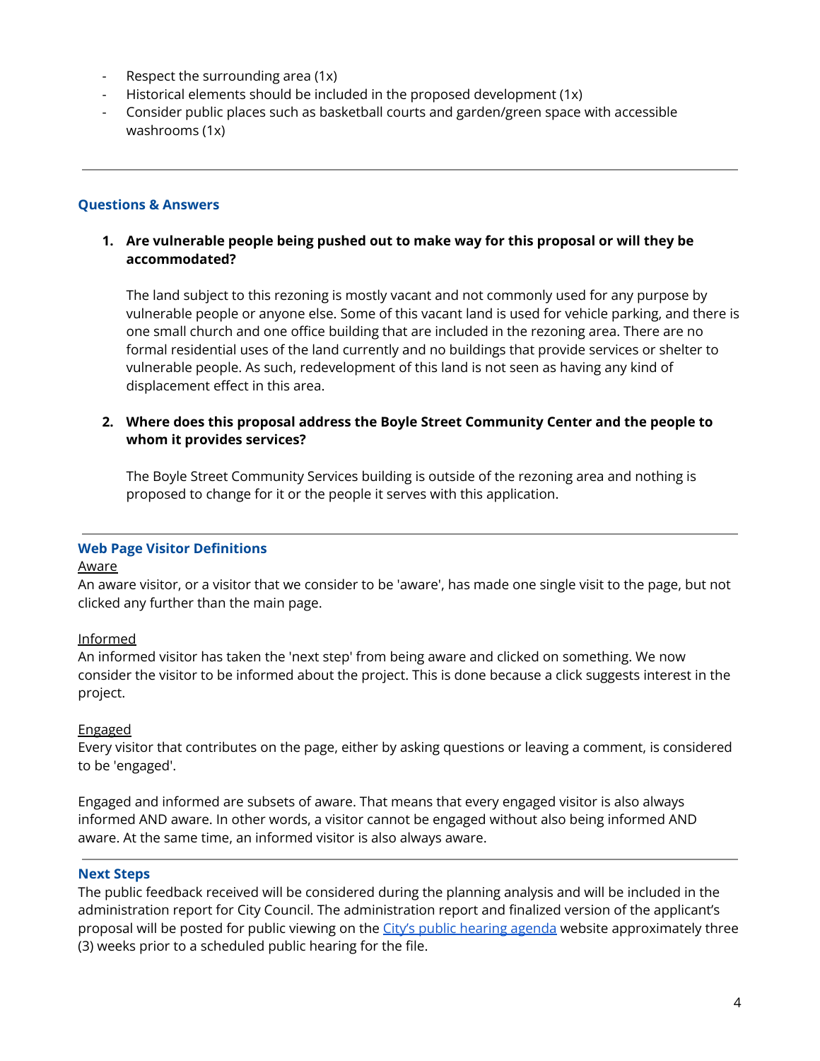- Respect the surrounding area (1x)
- Historical elements should be included in the proposed development (1x)
- Consider public places such as basketball courts and garden/green space with accessible washrooms (1x)

---

## Questions & Answers

1. **Are vulnerable people being pushed out to make way for this proposal or will they be accommodated?**

   The land subject to this rezoning is mostly vacant and not commonly used for any purpose by vulnerable people or anyone else. Some of this vacant land is used for vehicle parking, and there is one small church and one office building that are included in the rezoning area. There are no formal residential uses of the land currently and no buildings that provide services or shelter to vulnerable people. As such, redevelopment of this land is not seen as having any kind of displacement effect in this area.

2. **Where does this proposal address the Boyle Street Community Center and the people to whom it provides services?**

   The Boyle Street Community Services building is outside of the rezoning area and nothing is proposed to change for it or the people it serves with this application.

---

## Web Page Visitor Definitions

Aware

An aware visitor, or a visitor that we consider to be 'aware', has made one single visit to the page, but not clicked any further than the main page.

Informed

An informed visitor has taken the 'next step' from being aware and clicked on something. We now consider the visitor to be informed about the project. This is done because a click suggests interest in the project.

Engaged

Every visitor that contributes on the page, either by asking questions or leaving a comment, is considered to be 'engaged'.

Engaged and informed are subsets of aware. That means that every engaged visitor is also always informed AND aware. In other words, a visitor cannot be engaged without also being informed AND aware. At the same time, an informed visitor is also always aware.

---

## Next Steps

The public feedback received will be considered during the planning analysis and will be included in the administration report for City Council. The administration report and finalized version of the applicant's proposal will be posted for public viewing on the City's public hearing agenda website approximately three (3) weeks prior to a scheduled public hearing for the file.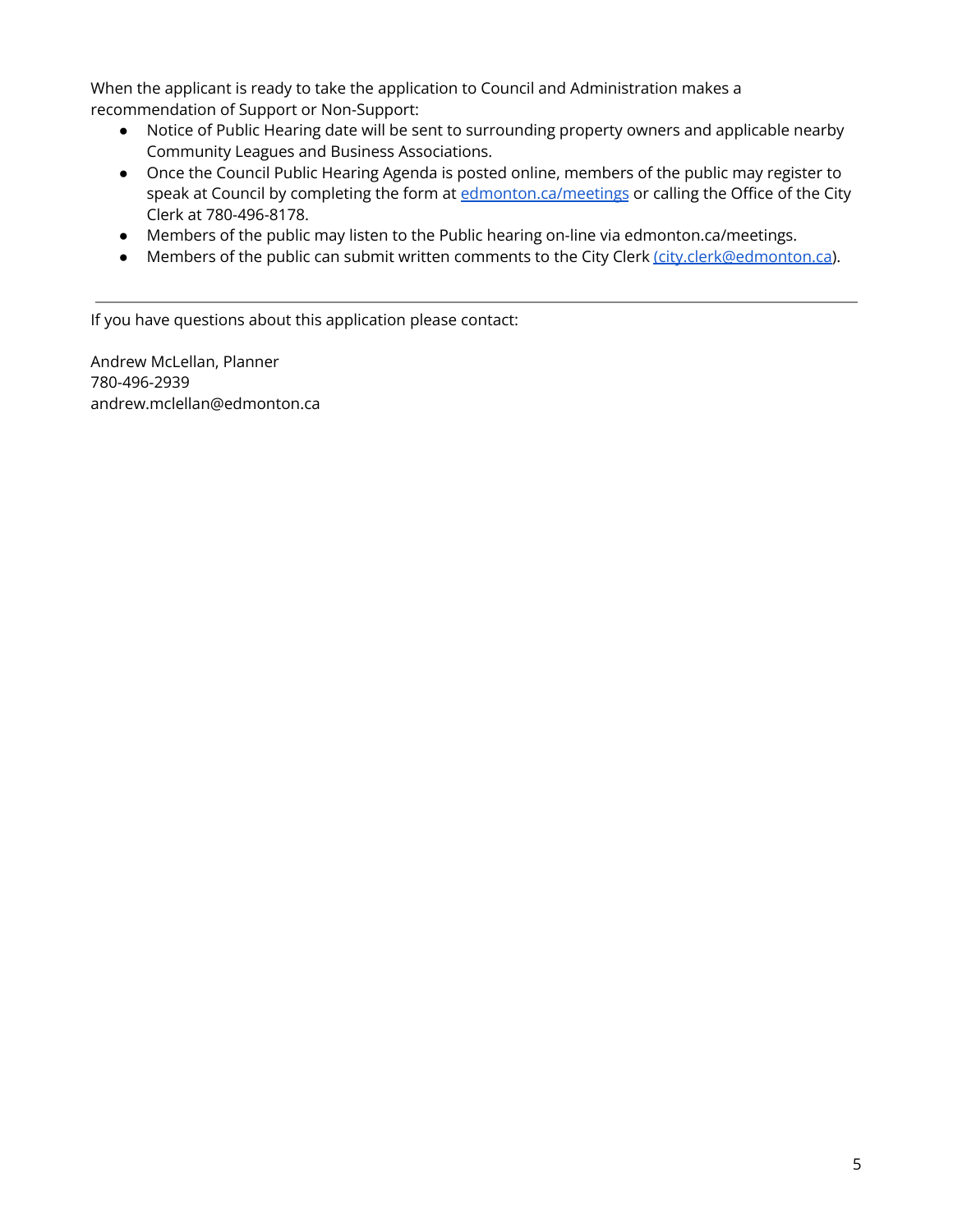When the applicant is ready to take the application to Council and Administration makes a recommendation of Support or Non-Support:

- Notice of Public Hearing date will be sent to surrounding property owners and applicable nearby Community Leagues and Business Associations.
- Once the Council Public Hearing Agenda is posted online, members of the public may register to speak at Council by completing the form at [edmonton.ca/meetings](edmonton.ca/meetings) or calling the Office of the City Clerk at 780-496-8178.
- Members of the public may listen to the Public hearing on-line via edmonton.ca/meetings.
- Members of the public can submit written comments to the City Clerk [(city.clerk@edmonton.ca](mailto:city.clerk@edmonton.ca)).

---

If you have questions about this application please contact:

Andrew McLellan, Planner
780-496-2939
andrew.mclellan@edmonton.ca